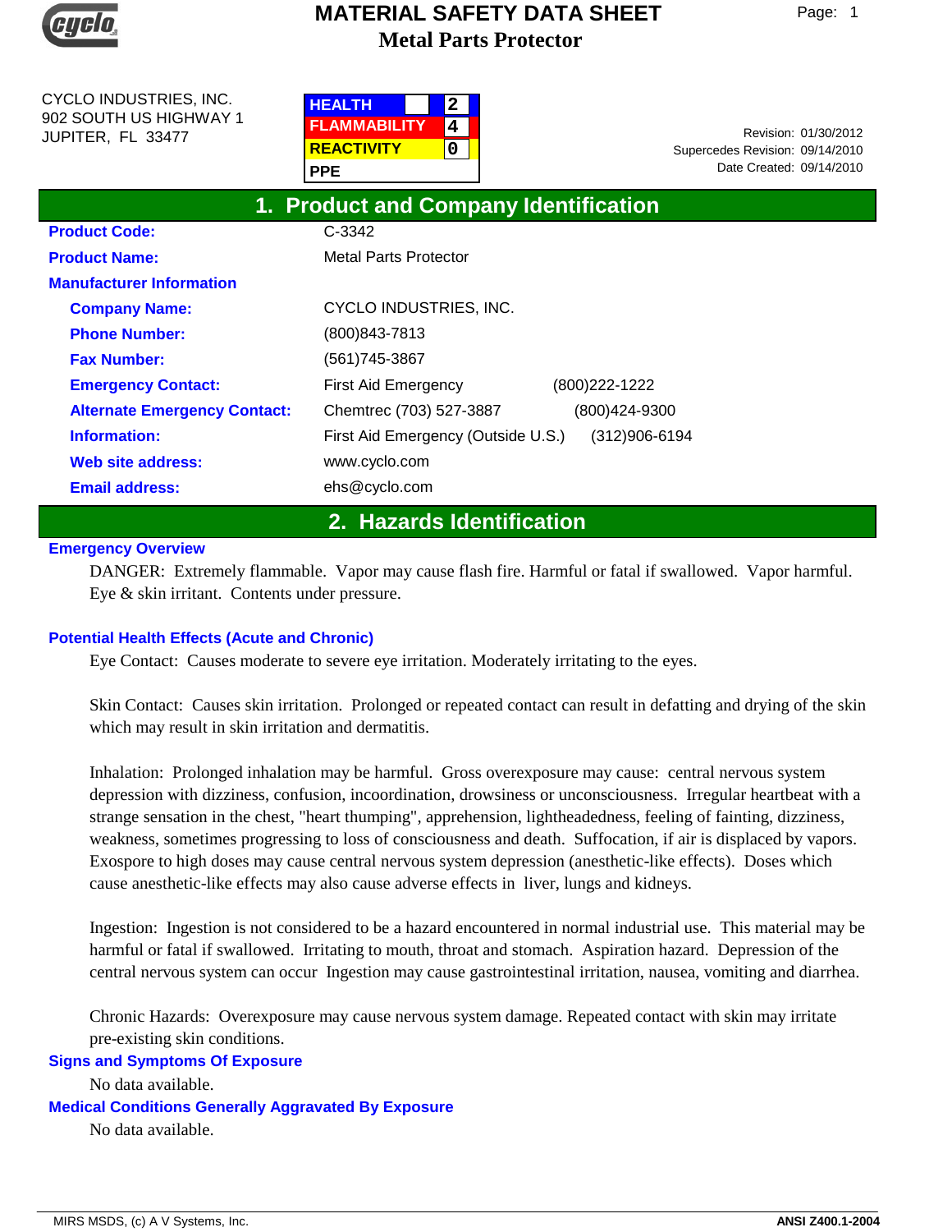# MATERIAL SAFETY DATA SHEET
## Metal Parts Protector

CYCLO INDUSTRIES, INC.
902 SOUTH US HIGHWAY 1
JUPITER, FL 33477

| HEALTH | 2 |
|---|---|
| FLAMMABILITY | 4 |
| REACTIVITY | 0 |
| PPE | |

Revision: 01/30/2012
Supercedes Revision: 09/14/2010
Date Created: 09/14/2010

## 1. Product and Company Identification

**Product Code:** C-3342

**Product Name:** Metal Parts Protector

**Manufacturer Information**

**Company Name:** CYCLO INDUSTRIES, INC.

**Phone Number:** (800)843-7813

**Fax Number:** (561)745-3867

**Emergency Contact:** First Aid Emergency (800)222-1222

**Alternate Emergency Contact:** Chemtrec (703) 527-3887 (800)424-9300

**Information:** First Aid Emergency (Outside U.S.) (312)906-6194

**Web site address:** www.cyclo.com

**Email address:** ehs@cyclo.com

## 2. Hazards Identification

**Emergency Overview**

DANGER: Extremely flammable. Vapor may cause flash fire. Harmful or fatal if swallowed. Vapor harmful. Eye & skin irritant. Contents under pressure.

**Potential Health Effects (Acute and Chronic)**

Eye Contact: Causes moderate to severe eye irritation. Moderately irritating to the eyes.

Skin Contact: Causes skin irritation. Prolonged or repeated contact can result in defatting and drying of the skin which may result in skin irritation and dermatitis.

Inhalation: Prolonged inhalation may be harmful. Gross overexposure may cause: central nervous system depression with dizziness, confusion, incoordination, drowsiness or unconsciousness. Irregular heartbeat with a strange sensation in the chest, "heart thumping", apprehension, lightheadedness, feeling of fainting, dizziness, weakness, sometimes progressing to loss of consciousness and death. Suffocation, if air is displaced by vapors. Exospore to high doses may cause central nervous system depression (anesthetic-like effects). Doses which cause anesthetic-like effects may also cause adverse effects in liver, lungs and kidneys.

Ingestion: Ingestion is not considered to be a hazard encountered in normal industrial use. This material may be harmful or fatal if swallowed. Irritating to mouth, throat and stomach. Aspiration hazard. Depression of the central nervous system can occur Ingestion may cause gastrointestinal irritation, nausea, vomiting and diarrhea.

Chronic Hazards: Overexposure may cause nervous system damage. Repeated contact with skin may irritate pre-existing skin conditions.

**Signs and Symptoms Of Exposure**

No data available.

**Medical Conditions Generally Aggravated By Exposure**

No data available.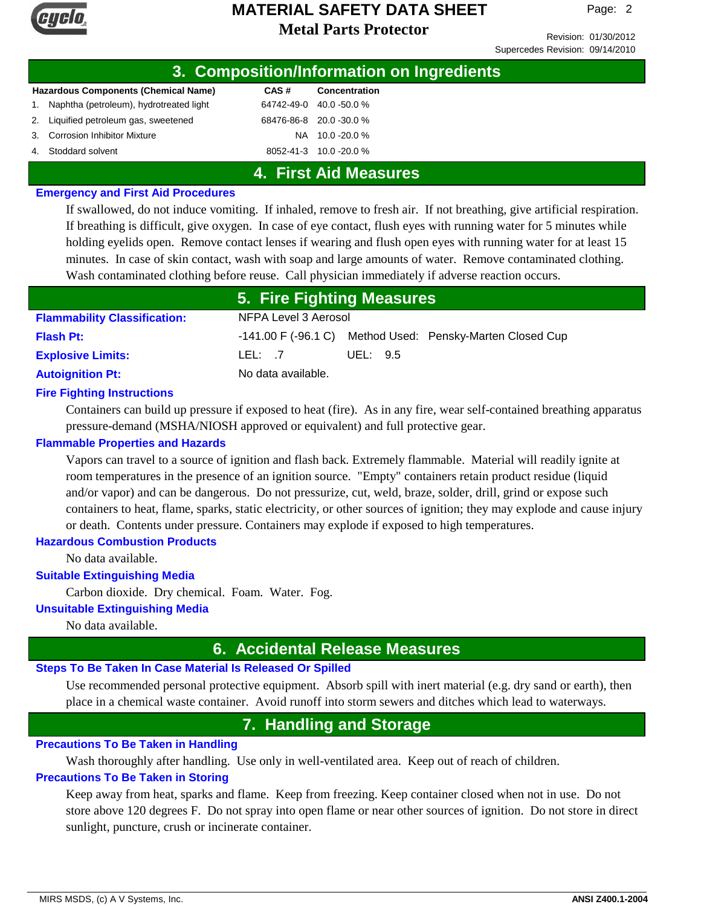## 3. Composition/Information on Ingredients

| Hazardous Components (Chemical Name) | CAS # | Concentration |
|---|---|---|
| 1. Naphtha (petroleum), hydrotreated light | 64742-49-0 | 40.0 -50.0 % |
| 2. Liquified petroleum gas, sweetened | 68476-86-8 | 20.0 -30.0 % |
| 3. Corrosion Inhibitor Mixture | NA | 10.0 -20.0 % |
| 4. Stoddard solvent | 8052-41-3 | 10.0 -20.0 % |

## 4. First Aid Measures

### Emergency and First Aid Procedures

If swallowed, do not induce vomiting. If inhaled, remove to fresh air. If not breathing, give artificial respiration. If breathing is difficult, give oxygen. In case of eye contact, flush eyes with running water for 5 minutes while holding eyelids open. Remove contact lenses if wearing and flush open eyes with running water for at least 15 minutes. In case of skin contact, wash with soap and large amounts of water. Remove contaminated clothing. Wash contaminated clothing before reuse. Call physician immediately if adverse reaction occurs.

## 5. Fire Fighting Measures

**Flammability Classification:** NFPA Level 3 Aerosol

**Flash Pt:** -141.00 F (-96.1 C) Method Used: Pensky-Marten Closed Cup

**Explosive Limits:** LEL: .7 UEL: 9.5

**Autoignition Pt:** No data available.

### Fire Fighting Instructions

Containers can build up pressure if exposed to heat (fire). As in any fire, wear self-contained breathing apparatus pressure-demand (MSHA/NIOSH approved or equivalent) and full protective gear.

### Flammable Properties and Hazards

Vapors can travel to a source of ignition and flash back. Extremely flammable. Material will readily ignite at room temperatures in the presence of an ignition source. "Empty" containers retain product residue (liquid and/or vapor) and can be dangerous. Do not pressurize, cut, weld, braze, solder, drill, grind or expose such containers to heat, flame, sparks, static electricity, or other sources of ignition; they may explode and cause injury or death. Contents under pressure. Containers may explode if exposed to high temperatures.

### Hazardous Combustion Products

No data available.

### Suitable Extinguishing Media

Carbon dioxide. Dry chemical. Foam. Water. Fog.

### Unsuitable Extinguishing Media

No data available.

## 6. Accidental Release Measures

### Steps To Be Taken In Case Material Is Released Or Spilled

Use recommended personal protective equipment. Absorb spill with inert material (e.g. dry sand or earth), then place in a chemical waste container. Avoid runoff into storm sewers and ditches which lead to waterways.

## 7. Handling and Storage

### Precautions To Be Taken in Handling

Wash thoroughly after handling. Use only in well-ventilated area. Keep out of reach of children.

### Precautions To Be Taken in Storing

Keep away from heat, sparks and flame. Keep from freezing. Keep container closed when not in use. Do not store above 120 degrees F. Do not spray into open flame or near other sources of ignition. Do not store in direct sunlight, puncture, crush or incinerate container.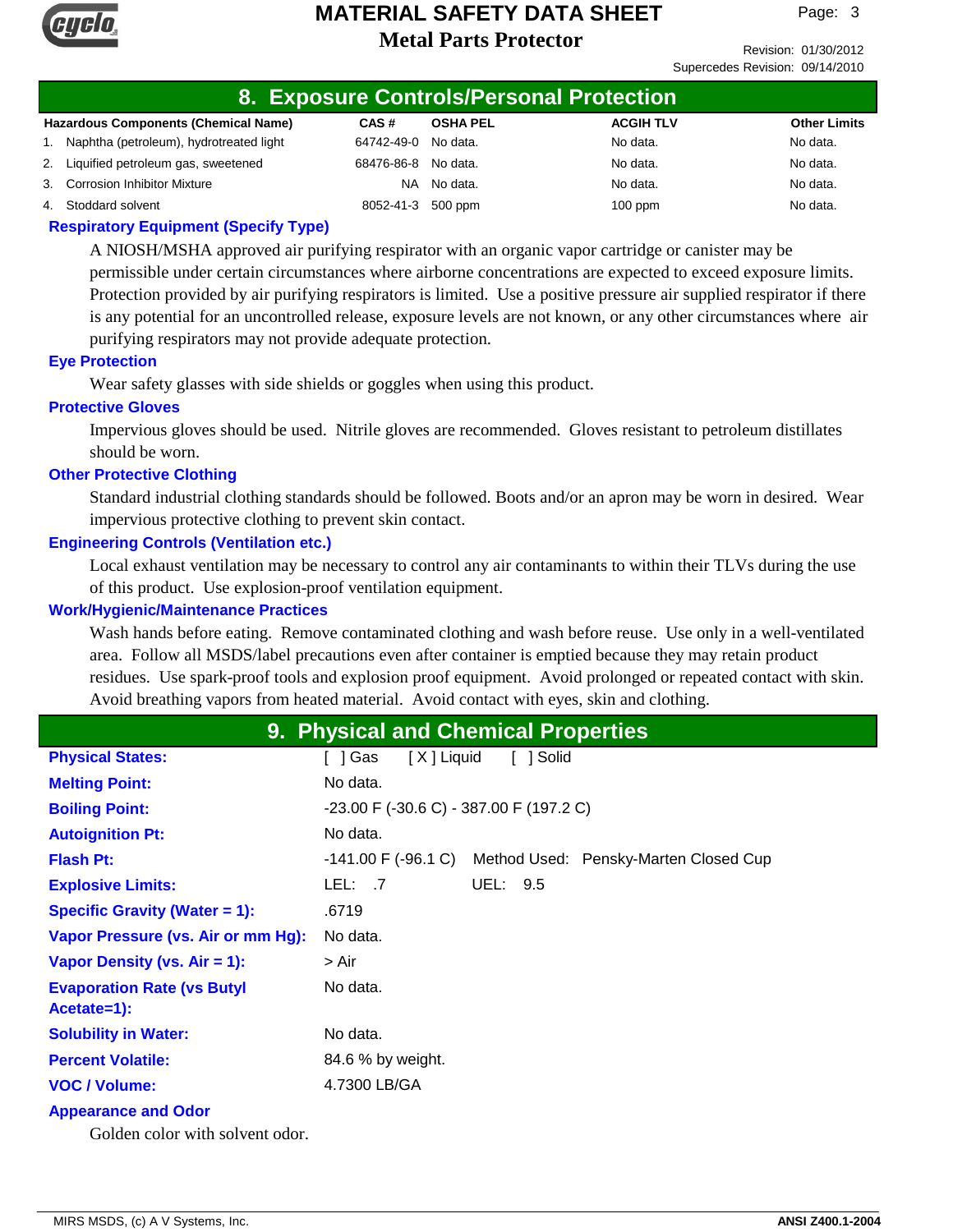## 8. Exposure Controls/Personal Protection

| Hazardous Components (Chemical Name) | CAS # | OSHA PEL | ACGIH TLV | Other Limits |
|---|---|---|---|---|
| 1. Naphtha (petroleum), hydrotreated light | 64742-49-0 | No data. | No data. | No data. |
| 2. Liquified petroleum gas, sweetened | 68476-86-8 | No data. | No data. | No data. |
| 3. Corrosion Inhibitor Mixture | NA | No data. | No data. | No data. |
| 4. Stoddard solvent | 8052-41-3 | 500 ppm | 100 ppm | No data. |

### Respiratory Equipment (Specify Type)

A NIOSH/MSHA approved air purifying respirator with an organic vapor cartridge or canister may be permissible under certain circumstances where airborne concentrations are expected to exceed exposure limits. Protection provided by air purifying respirators is limited. Use a positive pressure air supplied respirator if there is any potential for an uncontrolled release, exposure levels are not known, or any other circumstances where air purifying respirators may not provide adequate protection.

### Eye Protection

Wear safety glasses with side shields or goggles when using this product.

### Protective Gloves

Impervious gloves should be used. Nitrile gloves are recommended. Gloves resistant to petroleum distillates should be worn.

### Other Protective Clothing

Standard industrial clothing standards should be followed. Boots and/or an apron may be worn in desired. Wear impervious protective clothing to prevent skin contact.

### Engineering Controls (Ventilation etc.)

Local exhaust ventilation may be necessary to control any air contaminants to within their TLVs during the use of this product. Use explosion-proof ventilation equipment.

### Work/Hygienic/Maintenance Practices

Wash hands before eating. Remove contaminated clothing and wash before reuse. Use only in a well-ventilated area. Follow all MSDS/label precautions even after container is emptied because they may retain product residues. Use spark-proof tools and explosion proof equipment. Avoid prolonged or repeated contact with skin. Avoid breathing vapors from heated material. Avoid contact with eyes, skin and clothing.

## 9. Physical and Chemical Properties

| Property | Value |
|---|---|
| **Physical States:** | [ ] Gas [ X ] Liquid [ ] Solid |
| **Melting Point:** | No data. |
| **Boiling Point:** | -23.00 F (-30.6 C) - 387.00 F (197.2 C) |
| **Autoignition Pt:** | No data. |
| **Flash Pt:** | -141.00 F (-96.1 C) Method Used: Pensky-Marten Closed Cup |
| **Explosive Limits:** | LEL: .7 UEL: 9.5 |
| **Specific Gravity (Water = 1):** | .6719 |
| **Vapor Pressure (vs. Air or mm Hg):** | No data. |
| **Vapor Density (vs. Air = 1):** | > Air |
| **Evaporation Rate (vs Butyl Acetate=1):** | No data. |
| **Solubility in Water:** | No data. |
| **Percent Volatile:** | 84.6 % by weight. |
| **VOC / Volume:** | 4.7300 LB/GA |

### Appearance and Odor

Golden color with solvent odor.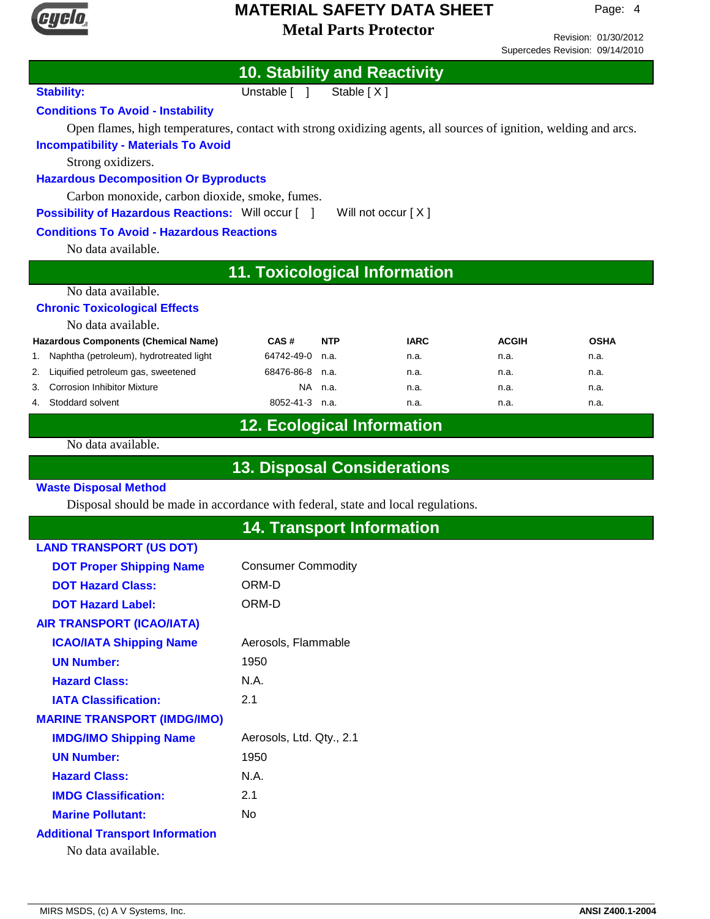## 10. Stability and Reactivity

**Stability:** Unstable [ ] Stable [ X ]

**Conditions To Avoid - Instability**

Open flames, high temperatures, contact with strong oxidizing agents, all sources of ignition, welding and arcs.

**Incompatibility - Materials To Avoid**

Strong oxidizers.

**Hazardous Decomposition Or Byproducts**

Carbon monoxide, carbon dioxide, smoke, fumes.

**Possibility of Hazardous Reactions:** Will occur [ ] Will not occur [ X ]

**Conditions To Avoid - Hazardous Reactions**

No data available.

## 11. Toxicological Information

No data available.

**Chronic Toxicological Effects**

No data available.

| Hazardous Components (Chemical Name) | CAS # | NTP | IARC | ACGIH | OSHA |
|---|---|---|---|---|---|
| 1. Naphtha (petroleum), hydrotreated light | 64742-49-0 | n.a. | n.a. | n.a. | n.a. |
| 2. Liquified petroleum gas, sweetened | 68476-86-8 | n.a. | n.a. | n.a. | n.a. |
| 3. Corrosion Inhibitor Mixture | NA | n.a. | n.a. | n.a. | n.a. |
| 4. Stoddard solvent | 8052-41-3 | n.a. | n.a. | n.a. | n.a. |

## 12. Ecological Information

No data available.

## 13. Disposal Considerations

**Waste Disposal Method**

Disposal should be made in accordance with federal, state and local regulations.

## 14. Transport Information

**LAND TRANSPORT (US DOT)**

**DOT Proper Shipping Name** Consumer Commodity

**DOT Hazard Class:** ORM-D

**DOT Hazard Label:** ORM-D

**AIR TRANSPORT (ICAO/IATA)**

**ICAO/IATA Shipping Name** Aerosols, Flammable

**UN Number:** 1950

**Hazard Class:** N.A.

**IATA Classification:** 2.1

**MARINE TRANSPORT (IMDG/IMO)**

**IMDG/IMO Shipping Name** Aerosols, Ltd. Qty., 2.1

**UN Number:** 1950

**Hazard Class:** N.A.

**IMDG Classification:** 2.1

**Marine Pollutant:** No

**Additional Transport Information**

No data available.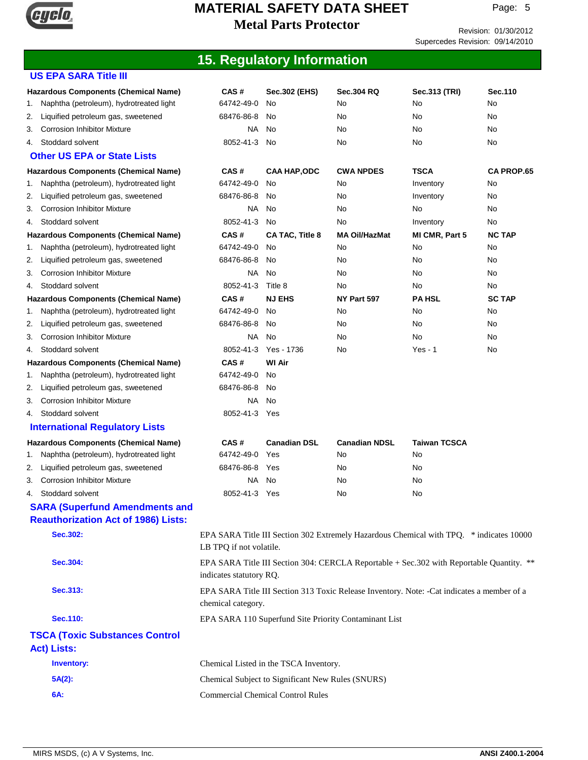# MATERIAL SAFETY DATA SHEET

## Metal Parts Protector

Revision: 01/30/2012
Supercedes Revision: 09/14/2010

## 15. Regulatory Information

### US EPA SARA Title III

| Hazardous Components (Chemical Name) | CAS # | Sec.302 (EHS) | Sec.304 RQ | Sec.313 (TRI) | Sec.110 |
|---|---|---|---|---|---|
| 1. Naphtha (petroleum), hydrotreated light | 64742-49-0 | No | No | No | No |
| 2. Liquified petroleum gas, sweetened | 68476-86-8 | No | No | No | No |
| 3. Corrosion Inhibitor Mixture | NA | No | No | No | No |
| 4. Stoddard solvent | 8052-41-3 | No | No | No | No |

### Other US EPA or State Lists

| Hazardous Components (Chemical Name) | CAS # | CAA HAP,ODC | CWA NPDES | TSCA | CA PROP.65 |
|---|---|---|---|---|---|
| 1. Naphtha (petroleum), hydrotreated light | 64742-49-0 | No | No | Inventory | No |
| 2. Liquified petroleum gas, sweetened | 68476-86-8 | No | No | Inventory | No |
| 3. Corrosion Inhibitor Mixture | NA | No | No | No | No |
| 4. Stoddard solvent | 8052-41-3 | No | No | Inventory | No |

| Hazardous Components (Chemical Name) | CAS # | CA TAC, Title 8 | MA Oil/HazMat | MI CMR, Part 5 | NC TAP |
|---|---|---|---|---|---|
| 1. Naphtha (petroleum), hydrotreated light | 64742-49-0 | No | No | No | No |
| 2. Liquified petroleum gas, sweetened | 68476-86-8 | No | No | No | No |
| 3. Corrosion Inhibitor Mixture | NA | No | No | No | No |
| 4. Stoddard solvent | 8052-41-3 | Title 8 | No | No | No |

| Hazardous Components (Chemical Name) | CAS # | NJ EHS | NY Part 597 | PA HSL | SC TAP |
|---|---|---|---|---|---|
| 1. Naphtha (petroleum), hydrotreated light | 64742-49-0 | No | No | No | No |
| 2. Liquified petroleum gas, sweetened | 68476-86-8 | No | No | No | No |
| 3. Corrosion Inhibitor Mixture | NA | No | No | No | No |
| 4. Stoddard solvent | 8052-41-3 | Yes - 1736 | No | Yes - 1 | No |

| Hazardous Components (Chemical Name) | CAS # | WI Air |
|---|---|---|
| 1. Naphtha (petroleum), hydrotreated light | 64742-49-0 | No |
| 2. Liquified petroleum gas, sweetened | 68476-86-8 | No |
| 3. Corrosion Inhibitor Mixture | NA | No |
| 4. Stoddard solvent | 8052-41-3 | Yes |

### International Regulatory Lists

| Hazardous Components (Chemical Name) | CAS # | Canadian DSL | Canadian NDSL | Taiwan TCSCA |
|---|---|---|---|---|
| 1. Naphtha (petroleum), hydrotreated light | 64742-49-0 | Yes | No | No |
| 2. Liquified petroleum gas, sweetened | 68476-86-8 | Yes | No | No |
| 3. Corrosion Inhibitor Mixture | NA | No | No | No |
| 4. Stoddard solvent | 8052-41-3 | Yes | No | No |

### SARA (Superfund Amendments and Reauthorization Act of 1986) Lists:

**Sec.302:** EPA SARA Title III Section 302 Extremely Hazardous Chemical with TPQ. * indicates 10000 LB TPQ if not volatile.

**Sec.304:** EPA SARA Title III Section 304: CERCLA Reportable + Sec.302 with Reportable Quantity. ** indicates statutory RQ.

**Sec.313:** EPA SARA Title III Section 313 Toxic Release Inventory. Note: -Cat indicates a member of a chemical category.

**Sec.110:** EPA SARA 110 Superfund Site Priority Contaminant List

### TSCA (Toxic Substances Control Act) Lists:

**Inventory:** Chemical Listed in the TSCA Inventory.

**5A(2):** Chemical Subject to Significant New Rules (SNURS)

**6A:** Commercial Chemical Control Rules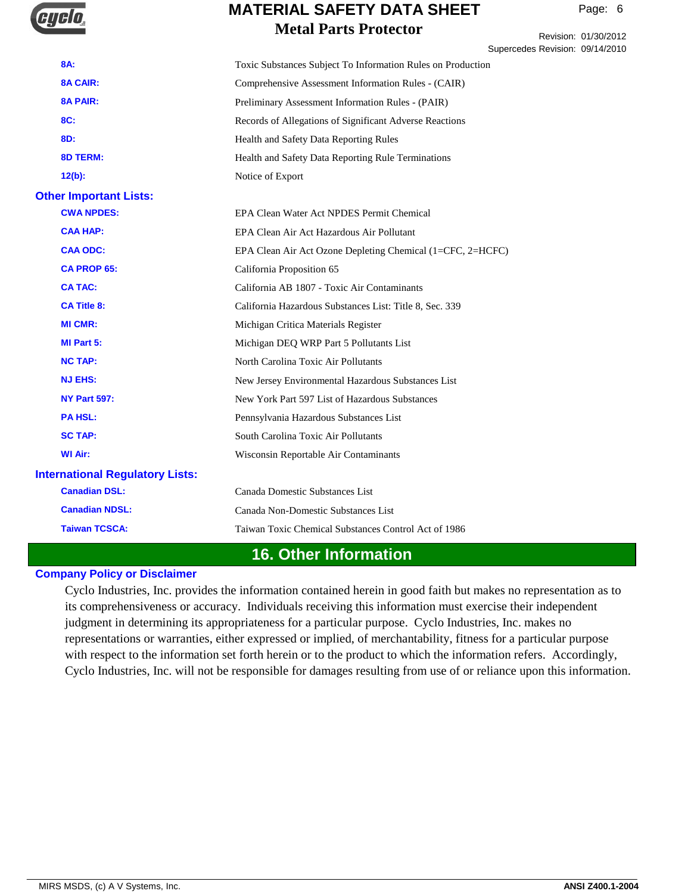| | |
|---|---|
| **8A:** | Toxic Substances Subject To Information Rules on Production |
| **8A CAIR:** | Comprehensive Assessment Information Rules - (CAIR) |
| **8A PAIR:** | Preliminary Assessment Information Rules - (PAIR) |
| **8C:** | Records of Allegations of Significant Adverse Reactions |
| **8D:** | Health and Safety Data Reporting Rules |
| **8D TERM:** | Health and Safety Data Reporting Rule Terminations |
| **12(b):** | Notice of Export |

### Other Important Lists:

| | |
|---|---|
| **CWA NPDES:** | EPA Clean Water Act NPDES Permit Chemical |
| **CAA HAP:** | EPA Clean Air Act Hazardous Air Pollutant |
| **CAA ODC:** | EPA Clean Air Act Ozone Depleting Chemical (1=CFC, 2=HCFC) |
| **CA PROP 65:** | California Proposition 65 |
| **CA TAC:** | California AB 1807 - Toxic Air Contaminants |
| **CA Title 8:** | California Hazardous Substances List: Title 8, Sec. 339 |
| **MI CMR:** | Michigan Critica Materials Register |
| **MI Part 5:** | Michigan DEQ WRP Part 5 Pollutants List |
| **NC TAP:** | North Carolina Toxic Air Pollutants |
| **NJ EHS:** | New Jersey Environmental Hazardous Substances List |
| **NY Part 597:** | New York Part 597 List of Hazardous Substances |
| **PA HSL:** | Pennsylvania Hazardous Substances List |
| **SC TAP:** | South Carolina Toxic Air Pollutants |
| **WI Air:** | Wisconsin Reportable Air Contaminants |

### International Regulatory Lists:

| | |
|---|---|
| **Canadian DSL:** | Canada Domestic Substances List |
| **Canadian NDSL:** | Canada Non-Domestic Substances List |
| **Taiwan TCSCA:** | Taiwan Toxic Chemical Substances Control Act of 1986 |

## 16. Other Information

### Company Policy or Disclaimer

Cyclo Industries, Inc. provides the information contained herein in good faith but makes no representation as to its comprehensiveness or accuracy. Individuals receiving this information must exercise their independent judgment in determining its appropriateness for a particular purpose. Cyclo Industries, Inc. makes no representations or warranties, either expressed or implied, of merchantability, fitness for a particular purpose with respect to the information set forth herein or to the product to which the information refers. Accordingly, Cyclo Industries, Inc. will not be responsible for damages resulting from use of or reliance upon this information.